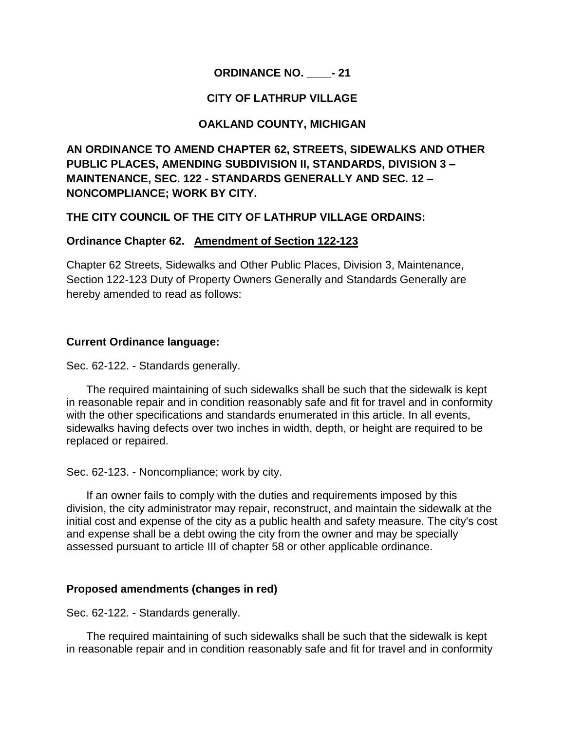**ORDINANCE NO. ____- 21**

**CITY OF LATHRUP VILLAGE**

**OAKLAND COUNTY, MICHIGAN**

**AN ORDINANCE TO AMEND CHAPTER 62, STREETS, SIDEWALKS AND OTHER PUBLIC PLACES, AMENDING SUBDIVISION II, STANDARDS, DIVISION 3 – MAINTENANCE, SEC. 122 - STANDARDS GENERALLY AND SEC. 12 – NONCOMPLIANCE; WORK BY CITY.**

**THE CITY COUNCIL OF THE CITY OF LATHRUP VILLAGE ORDAINS:**

**Ordinance Chapter 62. Amendment of Section 122-123**

Chapter 62 Streets, Sidewalks and Other Public Places, Division 3, Maintenance, Section 122-123 Duty of Property Owners Generally and Standards Generally are hereby amended to read as follows:

**Current Ordinance language:**

Sec. 62-122. - Standards generally.

The required maintaining of such sidewalks shall be such that the sidewalk is kept in reasonable repair and in condition reasonably safe and fit for travel and in conformity with the other specifications and standards enumerated in this article. In all events, sidewalks having defects over two inches in width, depth, or height are required to be replaced or repaired.

Sec. 62-123. - Noncompliance; work by city.

If an owner fails to comply with the duties and requirements imposed by this division, the city administrator may repair, reconstruct, and maintain the sidewalk at the initial cost and expense of the city as a public health and safety measure. The city's cost and expense shall be a debt owing the city from the owner and may be specially assessed pursuant to article III of chapter 58 or other applicable ordinance.

**Proposed amendments (changes in red)**

Sec. 62-122. - Standards generally.

The required maintaining of such sidewalks shall be such that the sidewalk is kept in reasonable repair and in condition reasonably safe and fit for travel and in conformity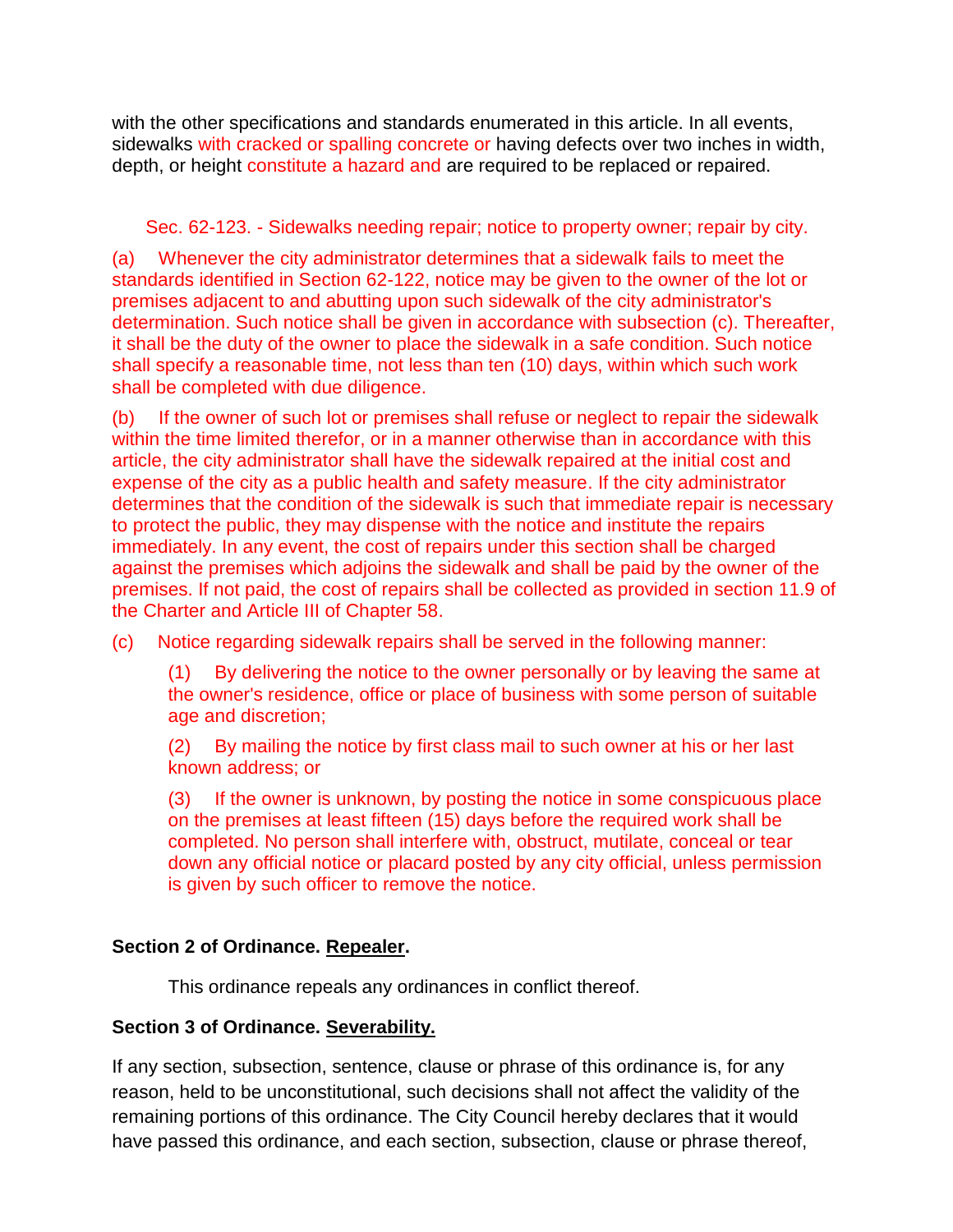with the other specifications and standards enumerated in this article. In all events, sidewalks with cracked or spalling concrete or having defects over two inches in width, depth, or height constitute a hazard and are required to be replaced or repaired.

Sec. 62-123. - Sidewalks needing repair; notice to property owner; repair by city.

(a) Whenever the city administrator determines that a sidewalk fails to meet the standards identified in Section 62-122, notice may be given to the owner of the lot or premises adjacent to and abutting upon such sidewalk of the city administrator's determination. Such notice shall be given in accordance with subsection (c). Thereafter, it shall be the duty of the owner to place the sidewalk in a safe condition. Such notice shall specify a reasonable time, not less than ten (10) days, within which such work shall be completed with due diligence.

(b) If the owner of such lot or premises shall refuse or neglect to repair the sidewalk within the time limited therefor, or in a manner otherwise than in accordance with this article, the city administrator shall have the sidewalk repaired at the initial cost and expense of the city as a public health and safety measure. If the city administrator determines that the condition of the sidewalk is such that immediate repair is necessary to protect the public, they may dispense with the notice and institute the repairs immediately. In any event, the cost of repairs under this section shall be charged against the premises which adjoins the sidewalk and shall be paid by the owner of the premises. If not paid, the cost of repairs shall be collected as provided in section 11.9 of the Charter and Article III of Chapter 58.

(c) Notice regarding sidewalk repairs shall be served in the following manner:

> (1) By delivering the notice to the owner personally or by leaving the same at the owner's residence, office or place of business with some person of suitable age and discretion;
>
> (2) By mailing the notice by first class mail to such owner at his or her last known address; or
>
> (3) If the owner is unknown, by posting the notice in some conspicuous place on the premises at least fifteen (15) days before the required work shall be completed. No person shall interfere with, obstruct, mutilate, conceal or tear down any official notice or placard posted by any city official, unless permission is given by such officer to remove the notice.

**Section 2 of Ordinance. Repealer.**

This ordinance repeals any ordinances in conflict thereof.

**Section 3 of Ordinance. Severability.**

If any section, subsection, sentence, clause or phrase of this ordinance is, for any reason, held to be unconstitutional, such decisions shall not affect the validity of the remaining portions of this ordinance. The City Council hereby declares that it would have passed this ordinance, and each section, subsection, clause or phrase thereof,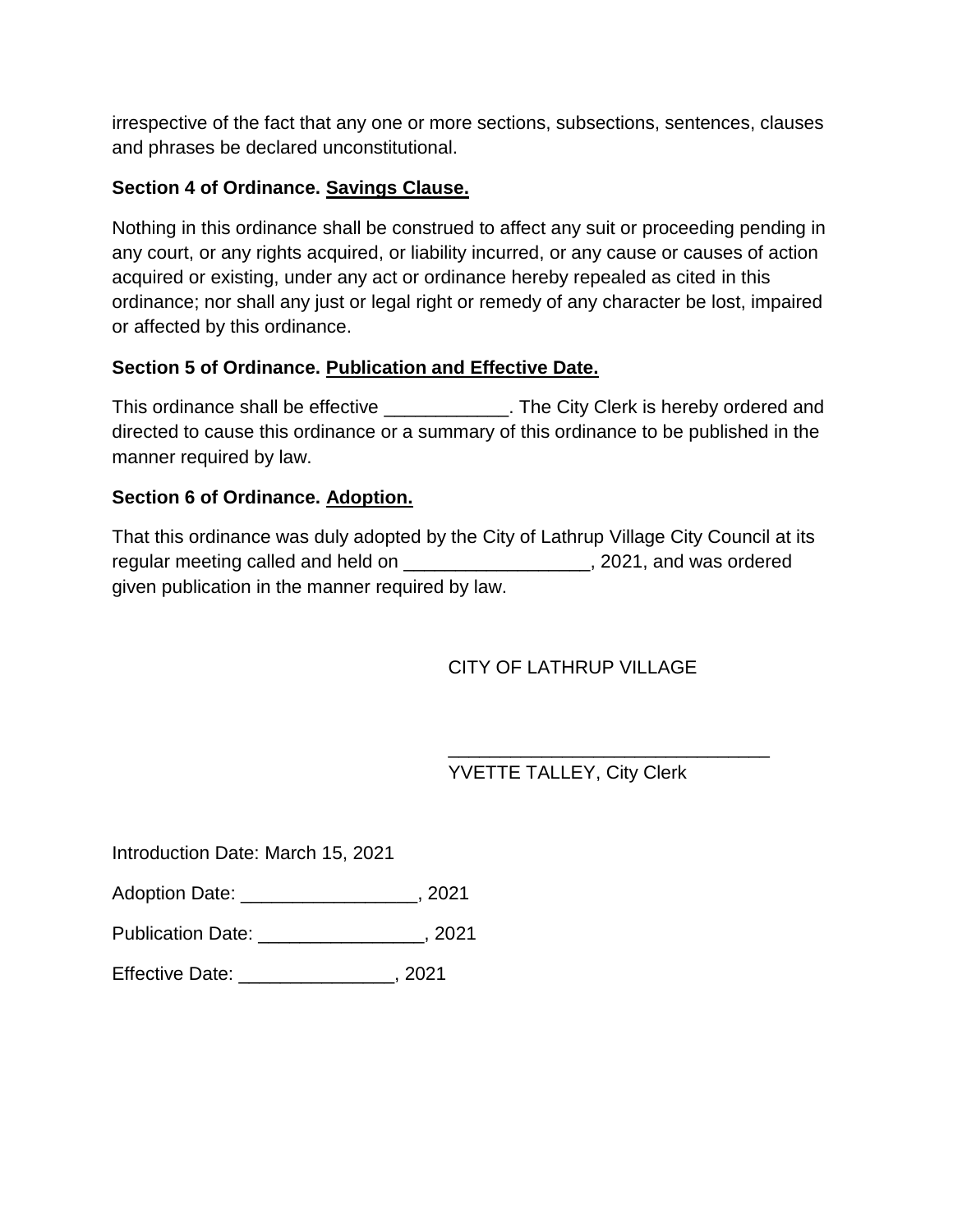irrespective of the fact that any one or more sections, subsections, sentences, clauses and phrases be declared unconstitutional.

**Section 4 of Ordinance. Savings Clause.**

Nothing in this ordinance shall be construed to affect any suit or proceeding pending in any court, or any rights acquired, or liability incurred, or any cause or causes of action acquired or existing, under any act or ordinance hereby repealed as cited in this ordinance; nor shall any just or legal right or remedy of any character be lost, impaired or affected by this ordinance.

**Section 5 of Ordinance. Publication and Effective Date.**

This ordinance shall be effective ____________. The City Clerk is hereby ordered and directed to cause this ordinance or a summary of this ordinance to be published in the manner required by law.

**Section 6 of Ordinance. Adoption.**

That this ordinance was duly adopted by the City of Lathrup Village City Council at its regular meeting called and held on __________________, 2021, and was ordered given publication in the manner required by law.

CITY OF LATHRUP VILLAGE

_______________________________
YVETTE TALLEY, City Clerk

Introduction Date: March 15, 2021

Adoption Date: _________________, 2021

Publication Date: ________________, 2021

Effective Date: _______________, 2021